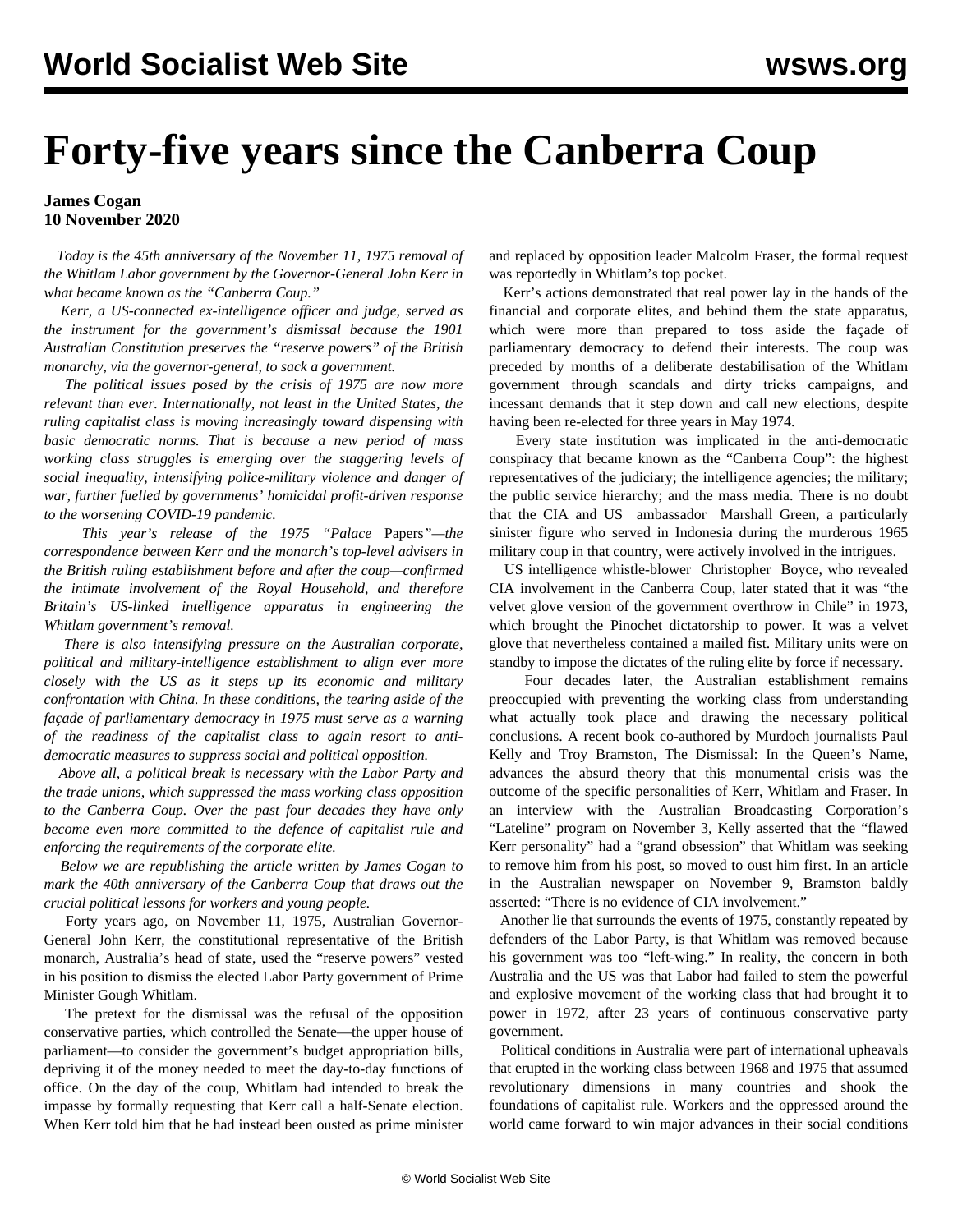# Forty-five years since the Canberra Coup

**James Cogan**
**10 November 2020**

*Today is the 45th anniversary of the November 11, 1975 removal of the Whitlam Labor government by the Governor-General John Kerr in what became known as the "Canberra Coup."*

*Kerr, a US-connected ex-intelligence officer and judge, served as the instrument for the government's dismissal because the 1901 Australian Constitution preserves the "reserve powers" of the British monarchy, via the governor-general, to sack a government.*

*The political issues posed by the crisis of 1975 are now more relevant than ever. Internationally, not least in the United States, the ruling capitalist class is moving increasingly toward dispensing with basic democratic norms. That is because a new period of mass working class struggles is emerging over the staggering levels of social inequality, intensifying police-military violence and danger of war, further fuelled by governments' homicidal profit-driven response to the worsening COVID-19 pandemic.*

*This year's release of the 1975 "Palace* Papers*"—the correspondence between Kerr and the monarch's top-level advisers in the British ruling establishment before and after the coup—confirmed the intimate involvement of the Royal Household, and therefore Britain's US-linked intelligence apparatus in engineering the Whitlam government's removal.*

*There is also intensifying pressure on the Australian corporate, political and military-intelligence establishment to align ever more closely with the US as it steps up its economic and military confrontation with China. In these conditions, the tearing aside of the façade of parliamentary democracy in 1975 must serve as a warning of the readiness of the capitalist class to again resort to anti-democratic measures to suppress social and political opposition.*

*Above all, a political break is necessary with the Labor Party and the trade unions, which suppressed the mass working class opposition to the Canberra Coup. Over the past four decades they have only become even more committed to the defence of capitalist rule and enforcing the requirements of the corporate elite.*

*Below we are republishing the article written by James Cogan to mark the 40th anniversary of the Canberra Coup that draws out the crucial political lessons for workers and young people.*

Forty years ago, on November 11, 1975, Australian Governor-General John Kerr, the constitutional representative of the British monarch, Australia's head of state, used the "reserve powers" vested in his position to dismiss the elected Labor Party government of Prime Minister Gough Whitlam.

The pretext for the dismissal was the refusal of the opposition conservative parties, which controlled the Senate—the upper house of parliament—to consider the government's budget appropriation bills, depriving it of the money needed to meet the day-to-day functions of office. On the day of the coup, Whitlam had intended to break the impasse by formally requesting that Kerr call a half-Senate election. When Kerr told him that he had instead been ousted as prime minister and replaced by opposition leader Malcolm Fraser, the formal request was reportedly in Whitlam's top pocket.

Kerr's actions demonstrated that real power lay in the hands of the financial and corporate elites, and behind them the state apparatus, which were more than prepared to toss aside the façade of parliamentary democracy to defend their interests. The coup was preceded by months of a deliberate destabilisation of the Whitlam government through scandals and dirty tricks campaigns, and incessant demands that it step down and call new elections, despite having been re-elected for three years in May 1974.

Every state institution was implicated in the anti-democratic conspiracy that became known as the "Canberra Coup": the highest representatives of the judiciary; the intelligence agencies; the military; the public service hierarchy; and the mass media. There is no doubt that the CIA and US ambassador Marshall Green, a particularly sinister figure who served in Indonesia during the murderous 1965 military coup in that country, were actively involved in the intrigues.

US intelligence whistle-blower Christopher Boyce, who revealed CIA involvement in the Canberra Coup, later stated that it was "the velvet glove version of the government overthrow in Chile" in 1973, which brought the Pinochet dictatorship to power. It was a velvet glove that nevertheless contained a mailed fist. Military units were on standby to impose the dictates of the ruling elite by force if necessary.

Four decades later, the Australian establishment remains preoccupied with preventing the working class from understanding what actually took place and drawing the necessary political conclusions. A recent book co-authored by Murdoch journalists Paul Kelly and Troy Bramston, The Dismissal: In the Queen's Name, advances the absurd theory that this monumental crisis was the outcome of the specific personalities of Kerr, Whitlam and Fraser. In an interview with the Australian Broadcasting Corporation's "Lateline" program on November 3, Kelly asserted that the "flawed Kerr personality" had a "grand obsession" that Whitlam was seeking to remove him from his post, so moved to oust him first. In an article in the Australian newspaper on November 9, Bramston baldly asserted: "There is no evidence of CIA involvement."

Another lie that surrounds the events of 1975, constantly repeated by defenders of the Labor Party, is that Whitlam was removed because his government was too "left-wing." In reality, the concern in both Australia and the US was that Labor had failed to stem the powerful and explosive movement of the working class that had brought it to power in 1972, after 23 years of continuous conservative party government.

Political conditions in Australia were part of international upheavals that erupted in the working class between 1968 and 1975 that assumed revolutionary dimensions in many countries and shook the foundations of capitalist rule. Workers and the oppressed around the world came forward to win major advances in their social conditions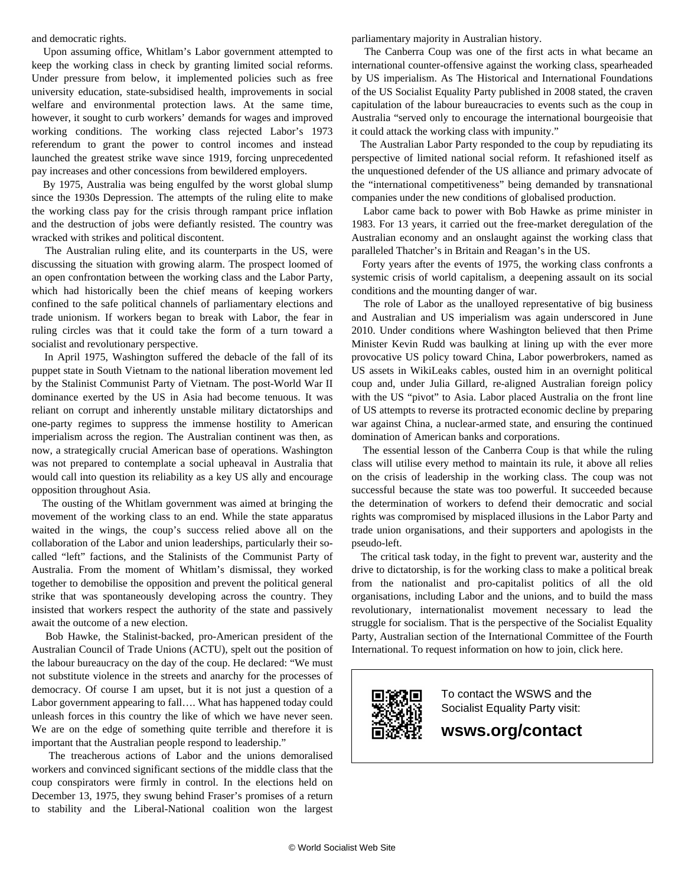and democratic rights.

Upon assuming office, Whitlam's Labor government attempted to keep the working class in check by granting limited social reforms. Under pressure from below, it implemented policies such as free university education, state-subsidised health, improvements in social welfare and environmental protection laws. At the same time, however, it sought to curb workers' demands for wages and improved working conditions. The working class rejected Labor's 1973 referendum to grant the power to control incomes and instead launched the greatest strike wave since 1919, forcing unprecedented pay increases and other concessions from bewildered employers.

By 1975, Australia was being engulfed by the worst global slump since the 1930s Depression. The attempts of the ruling elite to make the working class pay for the crisis through rampant price inflation and the destruction of jobs were defiantly resisted. The country was wracked with strikes and political discontent.

The Australian ruling elite, and its counterparts in the US, were discussing the situation with growing alarm. The prospect loomed of an open confrontation between the working class and the Labor Party, which had historically been the chief means of keeping workers confined to the safe political channels of parliamentary elections and trade unionism. If workers began to break with Labor, the fear in ruling circles was that it could take the form of a turn toward a socialist and revolutionary perspective.

In April 1975, Washington suffered the debacle of the fall of its puppet state in South Vietnam to the national liberation movement led by the Stalinist Communist Party of Vietnam. The post-World War II dominance exerted by the US in Asia had become tenuous. It was reliant on corrupt and inherently unstable military dictatorships and one-party regimes to suppress the immense hostility to American imperialism across the region. The Australian continent was then, as now, a strategically crucial American base of operations. Washington was not prepared to contemplate a social upheaval in Australia that would call into question its reliability as a key US ally and encourage opposition throughout Asia.

The ousting of the Whitlam government was aimed at bringing the movement of the working class to an end. While the state apparatus waited in the wings, the coup's success relied above all on the collaboration of the Labor and union leaderships, particularly their so-called "left" factions, and the Stalinists of the Communist Party of Australia. From the moment of Whitlam's dismissal, they worked together to demobilise the opposition and prevent the political general strike that was spontaneously developing across the country. They insisted that workers respect the authority of the state and passively await the outcome of a new election.

Bob Hawke, the Stalinist-backed, pro-American president of the Australian Council of Trade Unions (ACTU), spelt out the position of the labour bureaucracy on the day of the coup. He declared: "We must not substitute violence in the streets and anarchy for the processes of democracy. Of course I am upset, but it is not just a question of a Labor government appearing to fall…. What has happened today could unleash forces in this country the like of which we have never seen. We are on the edge of something quite terrible and therefore it is important that the Australian people respond to leadership."

The treacherous actions of Labor and the unions demoralised workers and convinced significant sections of the middle class that the coup conspirators were firmly in control. In the elections held on December 13, 1975, they swung behind Fraser's promises of a return to stability and the Liberal-National coalition won the largest parliamentary majority in Australian history.

The Canberra Coup was one of the first acts in what became an international counter-offensive against the working class, spearheaded by US imperialism. As The Historical and International Foundations of the US Socialist Equality Party published in 2008 stated, the craven capitulation of the labour bureaucracies to events such as the coup in Australia "served only to encourage the international bourgeoisie that it could attack the working class with impunity."

The Australian Labor Party responded to the coup by repudiating its perspective of limited national social reform. It refashioned itself as the unquestioned defender of the US alliance and primary advocate of the "international competitiveness" being demanded by transnational companies under the new conditions of globalised production.

Labor came back to power with Bob Hawke as prime minister in 1983. For 13 years, it carried out the free-market deregulation of the Australian economy and an onslaught against the working class that paralleled Thatcher's in Britain and Reagan's in the US.

Forty years after the events of 1975, the working class confronts a systemic crisis of world capitalism, a deepening assault on its social conditions and the mounting danger of war.

The role of Labor as the unalloyed representative of big business and Australian and US imperialism was again underscored in June 2010. Under conditions where Washington believed that then Prime Minister Kevin Rudd was baulking at lining up with the ever more provocative US policy toward China, Labor powerbrokers, named as US assets in WikiLeaks cables, ousted him in an overnight political coup and, under Julia Gillard, re-aligned Australian foreign policy with the US "pivot" to Asia. Labor placed Australia on the front line of US attempts to reverse its protracted economic decline by preparing war against China, a nuclear-armed state, and ensuring the continued domination of American banks and corporations.

The essential lesson of the Canberra Coup is that while the ruling class will utilise every method to maintain its rule, it above all relies on the crisis of leadership in the working class. The coup was not successful because the state was too powerful. It succeeded because the determination of workers to defend their democratic and social rights was compromised by misplaced illusions in the Labor Party and trade union organisations, and their supporters and apologists in the pseudo-left.

The critical task today, in the fight to prevent war, austerity and the drive to dictatorship, is for the working class to make a political break from the nationalist and pro-capitalist politics of all the old organisations, including Labor and the unions, and to build the mass revolutionary, internationalist movement necessary to lead the struggle for socialism. That is the perspective of the Socialist Equality Party, Australian section of the International Committee of the Fourth International. To request information on how to join, click here.

To contact the WSWS and the Socialist Equality Party visit:

**wsws.org/contact**